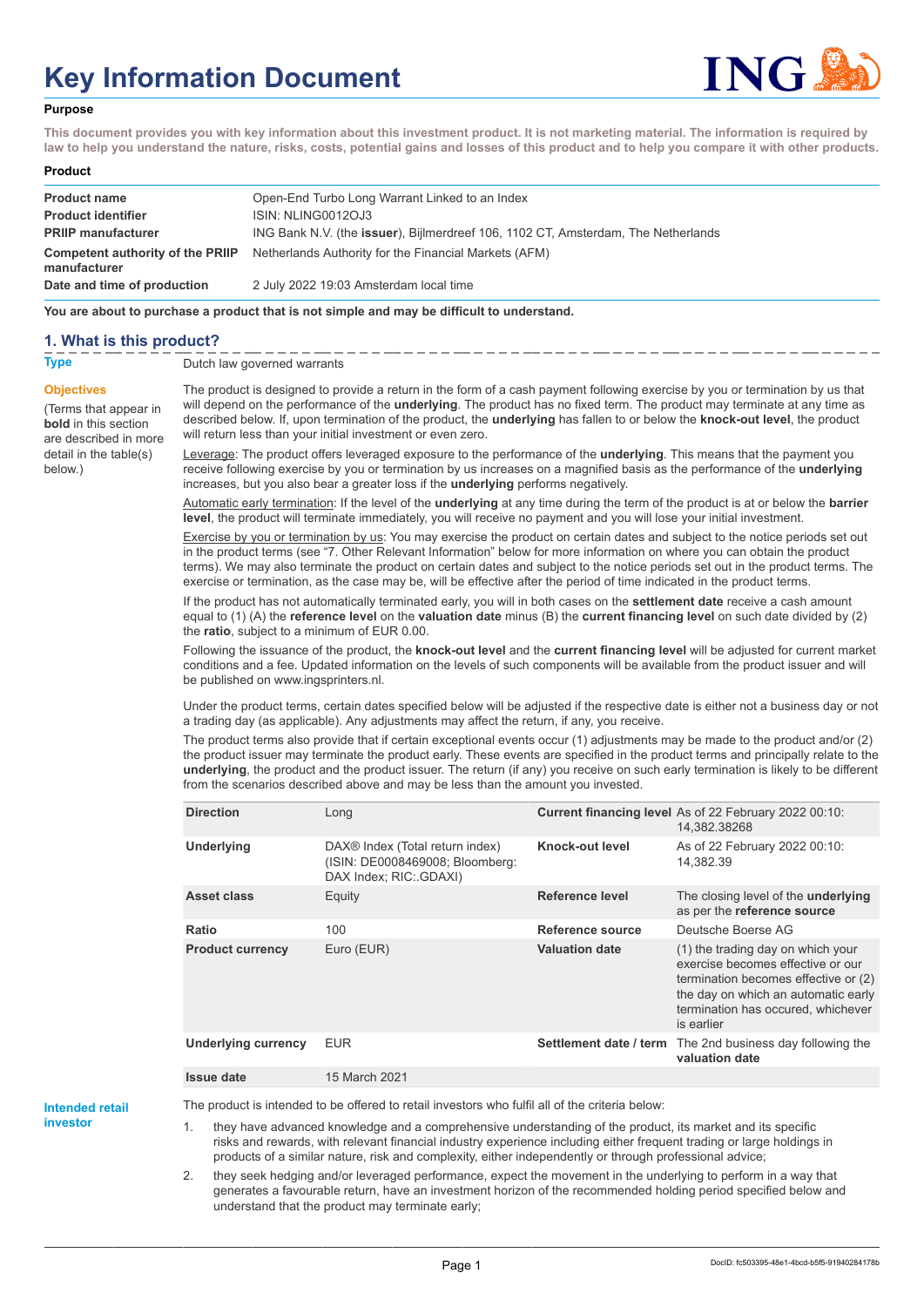# Key Information Document

**Purpose**

**This document provides you with key information about this investment product. It is not marketing material. The information is required by law to help you understand the nature, risks, costs, potential gains and losses of this product and to help you compare it with other products.**

**Product**

| | |
|---|---|
| **Product name** | Open-End Turbo Long Warrant Linked to an Index |
| **Product identifier** | ISIN: NLING0012OJ3 |
| **PRIIP manufacturer** | ING Bank N.V. (the **issuer**), Bijlmerdreef 106, 1102 CT, Amsterdam, The Netherlands |
| **Competent authority of the PRIIP manufacturer** | Netherlands Authority for the Financial Markets (AFM) |
| **Date and time of production** | 2 July 2022 19:03 Amsterdam local time |

**You are about to purchase a product that is not simple and may be difficult to understand.**

## 1. What is this product?

**Type**

Dutch law governed warrants

**Objectives**

(Terms that appear in **bold** in this section are described in more detail in the table(s) below.)

The product is designed to provide a return in the form of a cash payment following exercise by you or termination by us that will depend on the performance of the **underlying**. The product has no fixed term. The product may terminate at any time as described below. If, upon termination of the product, the **underlying** has fallen to or below the **knock-out level**, the product will return less than your initial investment or even zero.

Leverage: The product offers leveraged exposure to the performance of the **underlying**. This means that the payment you receive following exercise by you or termination by us increases on a magnified basis as the performance of the **underlying** increases, but you also bear a greater loss if the **underlying** performs negatively.

Automatic early termination: If the level of the **underlying** at any time during the term of the product is at or below the **barrier level**, the product will terminate immediately, you will receive no payment and you will lose your initial investment.

Exercise by you or termination by us: You may exercise the product on certain dates and subject to the notice periods set out in the product terms (see "7. Other Relevant Information" below for more information on where you can obtain the product terms). We may also terminate the product on certain dates and subject to the notice periods set out in the product terms. The exercise or termination, as the case may be, will be effective after the period of time indicated in the product terms.

If the product has not automatically terminated early, you will in both cases on the **settlement date** receive a cash amount equal to (1) (A) the **reference level** on the **valuation date** minus (B) the **current financing level** on such date divided by (2) the **ratio**, subject to a minimum of EUR 0.00.

Following the issuance of the product, the **knock-out level** and the **current financing level** will be adjusted for current market conditions and a fee. Updated information on the levels of such components will be available from the product issuer and will be published on www.ingsprinters.nl.

Under the product terms, certain dates specified below will be adjusted if the respective date is either not a business day or not a trading day (as applicable). Any adjustments may affect the return, if any, you receive.

The product terms also provide that if certain exceptional events occur (1) adjustments may be made to the product and/or (2) the product issuer may terminate the product early. These events are specified in the product terms and principally relate to the **underlying**, the product and the product issuer. The return (if any) you receive on such early termination is likely to be different from the scenarios described above and may be less than the amount you invested.

| | | | |
|---|---|---|---|
| **Direction** | Long | **Current financing level** | As of 22 February 2022 00:10: 14,382.38268 |
| **Underlying** | DAX® Index (Total return index) (ISIN: DE0008469008; Bloomberg: DAX Index; RIC:.GDAXI) | **Knock-out level** | As of 22 February 2022 00:10: 14,382.39 |
| **Asset class** | Equity | **Reference level** | The closing level of the **underlying** as per the **reference source** |
| **Ratio** | 100 | **Reference source** | Deutsche Boerse AG |
| **Product currency** | Euro (EUR) | **Valuation date** | (1) the trading day on which your exercise becomes effective or our termination becomes effective or (2) the day on which an automatic early termination has occured, whichever is earlier |
| **Underlying currency** | EUR | **Settlement date / term** | The 2nd business day following the **valuation date** |
| **Issue date** | 15 March 2021 | | |

**Intended retail investor**

The product is intended to be offered to retail investors who fulfil all of the criteria below:

1. they have advanced knowledge and a comprehensive understanding of the product, its market and its specific risks and rewards, with relevant financial industry experience including either frequent trading or large holdings in products of a similar nature, risk and complexity, either independently or through professional advice;
2. they seek hedging and/or leveraged performance, expect the movement in the underlying to perform in a way that generates a favourable return, have an investment horizon of the recommended holding period specified below and understand that the product may terminate early;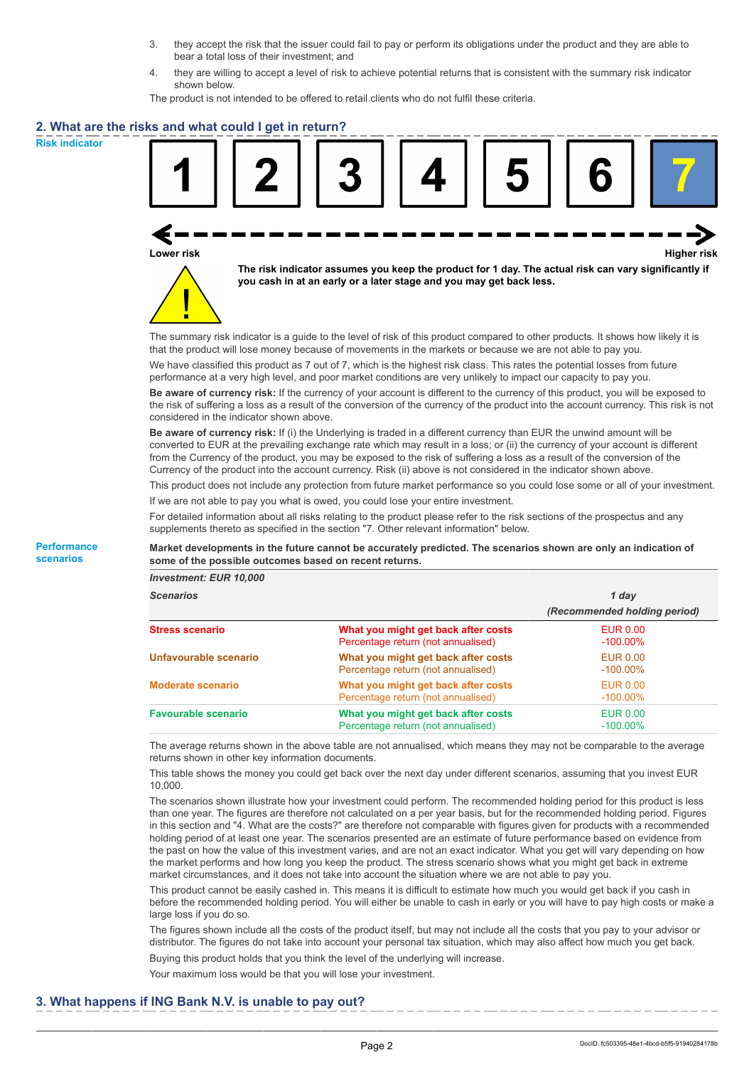3. they accept the risk that the issuer could fail to pay or perform its obligations under the product and they are able to bear a total loss of their investment; and
4. they are willing to accept a level of risk to achieve potential returns that is consistent with the summary risk indicator shown below.

The product is not intended to be offered to retail clients who do not fulfil these criteria.

## 2. What are the risks and what could I get in return?

**Risk indicator**

| 1 | 2 | 3 | 4 | 5 | 6 | **7** |
|---|---|---|---|---|---|---|

Lower risk — Higher risk

**The risk indicator assumes you keep the product for 1 day. The actual risk can vary significantly if you cash in at an early or a later stage and you may get back less.**

The summary risk indicator is a guide to the level of risk of this product compared to other products. It shows how likely it is that the product will lose money because of movements in the markets or because we are not able to pay you.

We have classified this product as 7 out of 7, which is the highest risk class. This rates the potential losses from future performance at a very high level, and poor market conditions are very unlikely to impact our capacity to pay you.

**Be aware of currency risk:** If the currency of your account is different to the currency of this product, you will be exposed to the risk of suffering a loss as a result of the conversion of the currency of the product into the account currency. This risk is not considered in the indicator shown above.

**Be aware of currency risk:** If (i) the Underlying is traded in a different currency than EUR the unwind amount will be converted to EUR at the prevailing exchange rate which may result in a loss; or (ii) the currency of your account is different from the Currency of the product, you may be exposed to the risk of suffering a loss as a result of the conversion of the Currency of the product into the account currency. Risk (ii) above is not considered in the indicator shown above.

This product does not include any protection from future market performance so you could lose some or all of your investment.

If we are not able to pay you what is owed, you could lose your entire investment.

For detailed information about all risks relating to the product please refer to the risk sections of the prospectus and any supplements thereto as specified in the section "7. Other relevant information" below.

**Performance scenarios**

**Market developments in the future cannot be accurately predicted. The scenarios shown are only an indication of some of the possible outcomes based on recent returns.**

| *Investment: EUR 10,000* | | |
|---|---|---|
| ***Scenarios*** | | ***1 day*** ***(Recommended holding period)*** |
| **Stress scenario** | **What you might get back after costs** | EUR 0.00 |
| | Percentage return (not annualised) | -100.00% |
| **Unfavourable scenario** | **What you might get back after costs** | EUR 0.00 |
| | Percentage return (not annualised) | -100.00% |
| **Moderate scenario** | **What you might get back after costs** | EUR 0.00 |
| | Percentage return (not annualised) | -100.00% |
| **Favourable scenario** | **What you might get back after costs** | EUR 0.00 |
| | Percentage return (not annualised) | -100.00% |

The average returns shown in the above table are not annualised, which means they may not be comparable to the average returns shown in other key information documents.

This table shows the money you could get back over the next day under different scenarios, assuming that you invest EUR 10,000.

The scenarios shown illustrate how your investment could perform. The recommended holding period for this product is less than one year. The figures are therefore not calculated on a per year basis, but for the recommended holding period. Figures in this section and "4. What are the costs?" are therefore not comparable with figures given for products with a recommended holding period of at least one year. The scenarios presented are an estimate of future performance based on evidence from the past on how the value of this investment varies, and are not an exact indicator. What you get will vary depending on how the market performs and how long you keep the product. The stress scenario shows what you might get back in extreme market circumstances, and it does not take into account the situation where we are not able to pay you.

This product cannot be easily cashed in. This means it is difficult to estimate how much you would get back if you cash in before the recommended holding period. You will either be unable to cash in early or you will have to pay high costs or make a large loss if you do so.

The figures shown include all the costs of the product itself, but may not include all the costs that you pay to your advisor or distributor. The figures do not take into account your personal tax situation, which may also affect how much you get back.

Buying this product holds that you think the level of the underlying will increase.

Your maximum loss would be that you will lose your investment.

## 3. What happens if ING Bank N.V. is unable to pay out?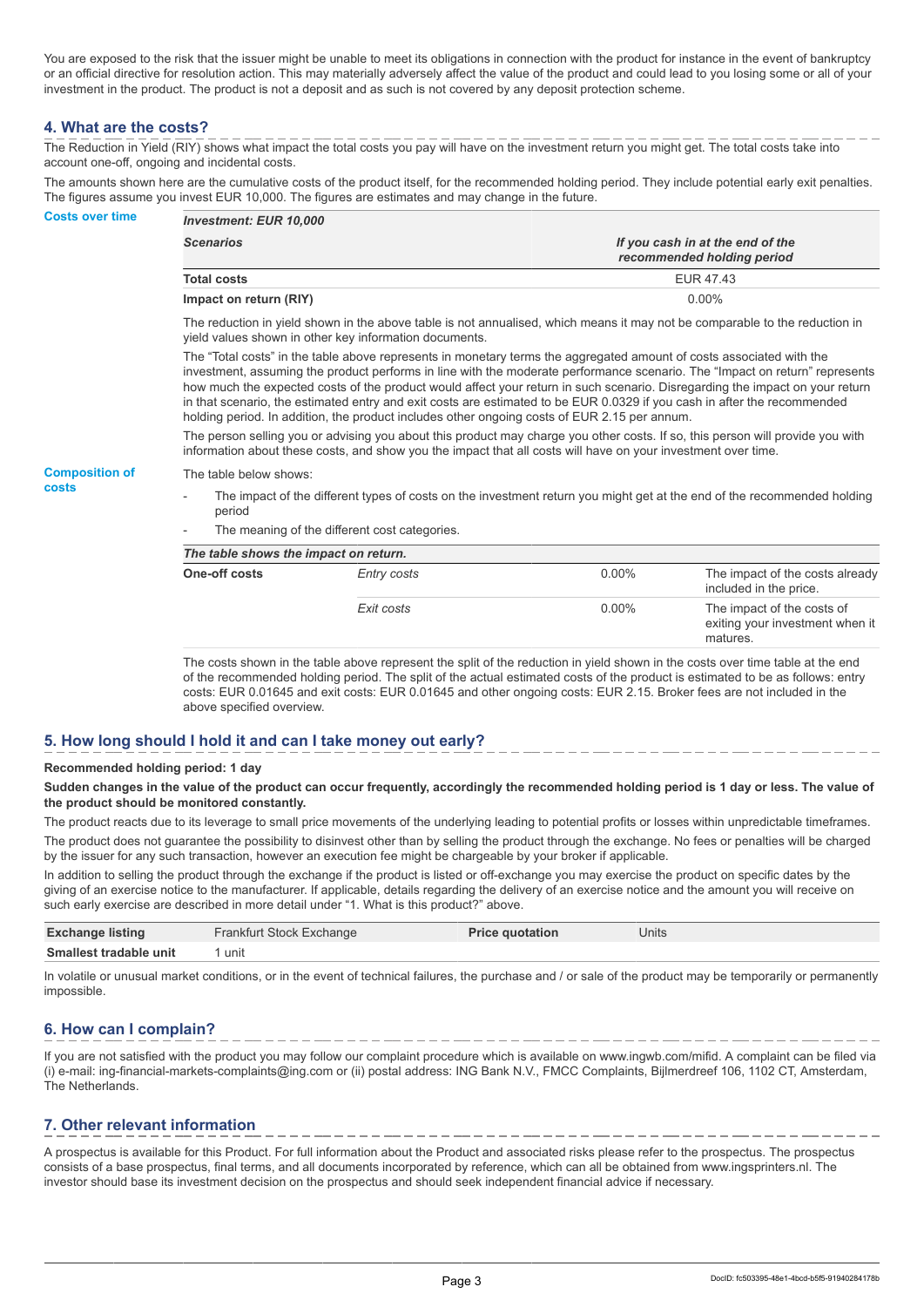You are exposed to the risk that the issuer might be unable to meet its obligations in connection with the product for instance in the event of bankruptcy or an official directive for resolution action. This may materially adversely affect the value of the product and could lead to you losing some or all of your investment in the product. The product is not a deposit and as such is not covered by any deposit protection scheme.

## 4. What are the costs?

The Reduction in Yield (RIY) shows what impact the total costs you pay will have on the investment return you might get. The total costs take into account one-off, ongoing and incidental costs.

The amounts shown here are the cumulative costs of the product itself, for the recommended holding period. They include potential early exit penalties. The figures assume you invest EUR 10,000. The figures are estimates and may change in the future.

**Costs over time**

| *Investment: EUR 10,000* | |
|---|---|
| ***Scenarios*** | ***If you cash in at the end of the recommended holding period*** |
| **Total costs** | EUR 47.43 |
| **Impact on return (RIY)** | 0.00% |

The reduction in yield shown in the above table is not annualised, which means it may not be comparable to the reduction in yield values shown in other key information documents.

The "Total costs" in the table above represents in monetary terms the aggregated amount of costs associated with the investment, assuming the product performs in line with the moderate performance scenario. The "Impact on return" represents how much the expected costs of the product would affect your return in such scenario. Disregarding the impact on your return in that scenario, the estimated entry and exit costs are estimated to be EUR 0.0329 if you cash in after the recommended holding period. In addition, the product includes other ongoing costs of EUR 2.15 per annum.

The person selling you or advising you about this product may charge you other costs. If so, this person will provide you with information about these costs, and show you the impact that all costs will have on your investment over time.

**Composition of costs**

The table below shows:

- The impact of the different types of costs on the investment return you might get at the end of the recommended holding period
- The meaning of the different cost categories.

| *The table shows the impact on return.* | | | |
|---|---|---|---|
| **One-off costs** | *Entry costs* | 0.00% | The impact of the costs already included in the price. |
| | *Exit costs* | 0.00% | The impact of the costs of exiting your investment when it matures. |

The costs shown in the table above represent the split of the reduction in yield shown in the costs over time table at the end of the recommended holding period. The split of the actual estimated costs of the product is estimated to be as follows: entry costs: EUR 0.01645 and exit costs: EUR 0.01645 and other ongoing costs: EUR 2.15. Broker fees are not included in the above specified overview.

## 5. How long should I hold it and can I take money out early?

**Recommended holding period: 1 day**

**Sudden changes in the value of the product can occur frequently, accordingly the recommended holding period is 1 day or less. The value of the product should be monitored constantly.**

The product reacts due to its leverage to small price movements of the underlying leading to potential profits or losses within unpredictable timeframes.

The product does not guarantee the possibility to disinvest other than by selling the product through the exchange. No fees or penalties will be charged by the issuer for any such transaction, however an execution fee might be chargeable by your broker if applicable.

In addition to selling the product through the exchange if the product is listed or off-exchange you may exercise the product on specific dates by the giving of an exercise notice to the manufacturer. If applicable, details regarding the delivery of an exercise notice and the amount you will receive on such early exercise are described in more detail under "1. What is this product?" above.

| **Exchange listing** | Frankfurt Stock Exchange | **Price quotation** | Units |
|---|---|---|---|
| **Smallest tradable unit** | 1 unit | | |

In volatile or unusual market conditions, or in the event of technical failures, the purchase and / or sale of the product may be temporarily or permanently impossible.

## 6. How can I complain?

If you are not satisfied with the product you may follow our complaint procedure which is available on www.ingwb.com/mifid. A complaint can be filed via (i) e-mail: ing-financial-markets-complaints@ing.com or (ii) postal address: ING Bank N.V., FMCC Complaints, Bijlmerdreef 106, 1102 CT, Amsterdam, The Netherlands.

## 7. Other relevant information

A prospectus is available for this Product. For full information about the Product and associated risks please refer to the prospectus. The prospectus consists of a base prospectus, final terms, and all documents incorporated by reference, which can all be obtained from www.ingsprinters.nl. The investor should base its investment decision on the prospectus and should seek independent financial advice if necessary.